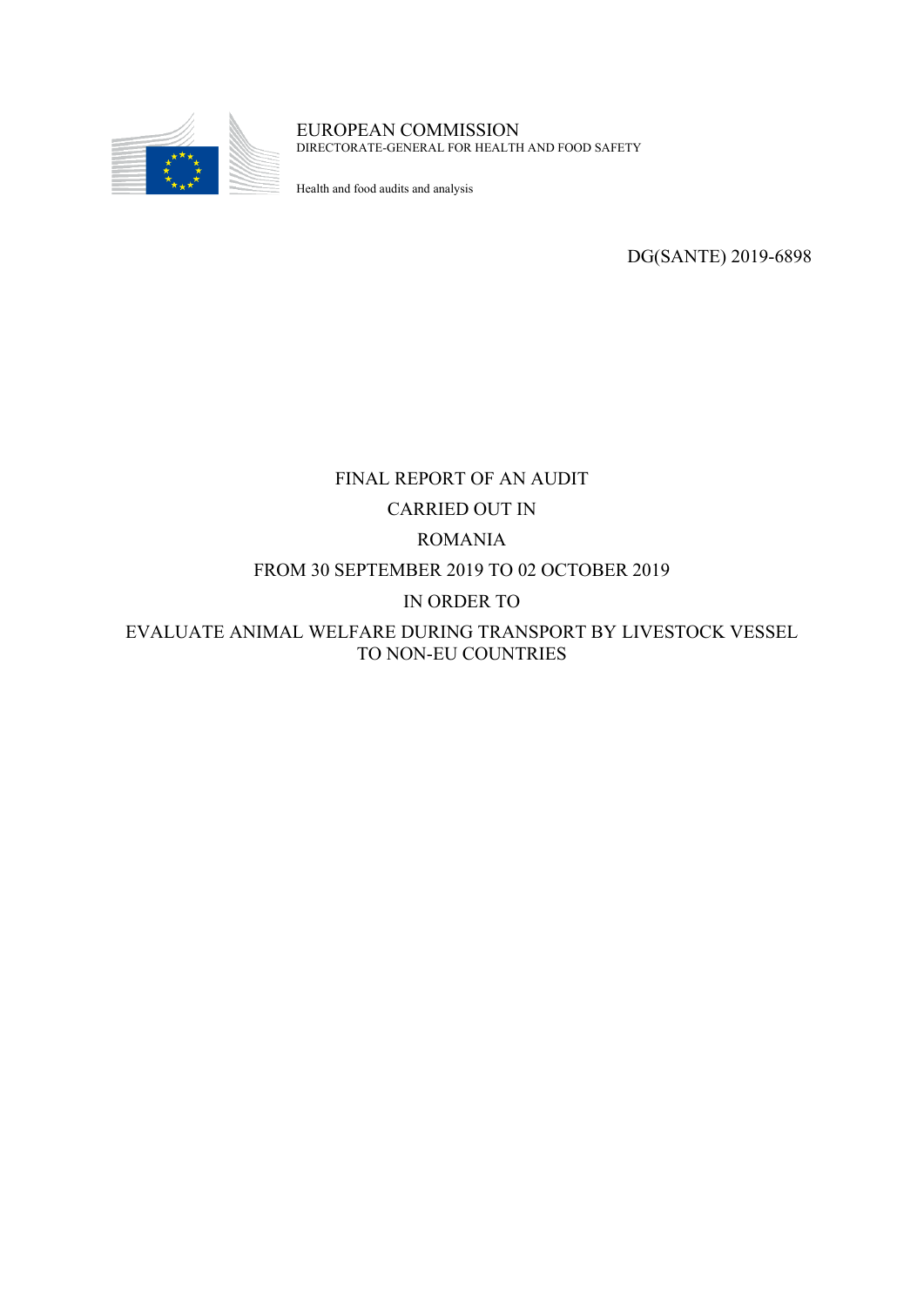EUROPEAN COMMISSION
DIRECTORATE-GENERAL FOR HEALTH AND FOOD SAFETY

Health and food audits and analysis

DG(SANTE) 2019-6898

# FINAL REPORT OF AN AUDIT CARRIED OUT IN ROMANIA FROM 30 SEPTEMBER 2019 TO 02 OCTOBER 2019 IN ORDER TO EVALUATE ANIMAL WELFARE DURING TRANSPORT BY LIVESTOCK VESSEL TO NON-EU COUNTRIES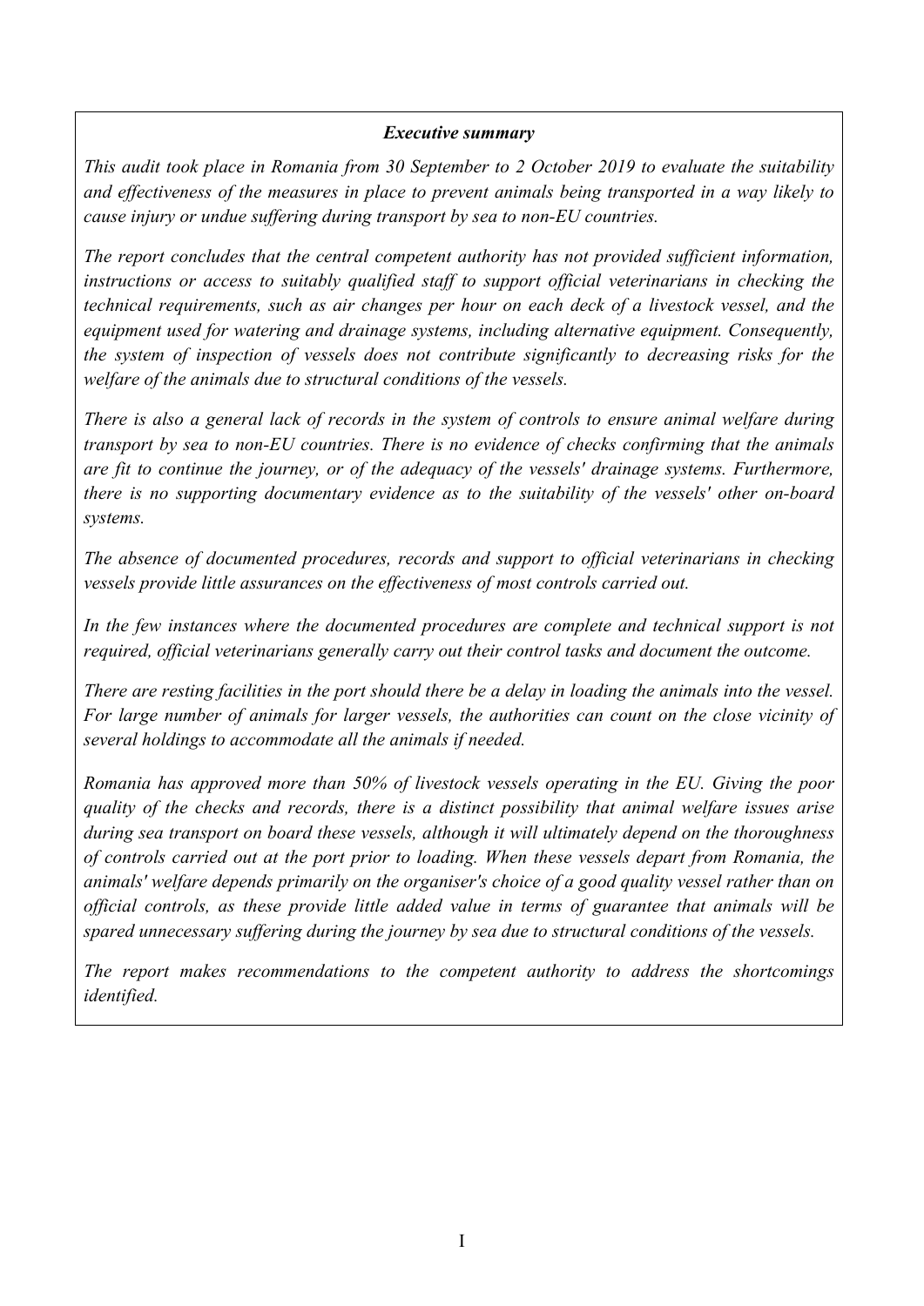***Executive summary***

*This audit took place in Romania from 30 September to 2 October 2019 to evaluate the suitability and effectiveness of the measures in place to prevent animals being transported in a way likely to cause injury or undue suffering during transport by sea to non-EU countries.*

*The report concludes that the central competent authority has not provided sufficient information, instructions or access to suitably qualified staff to support official veterinarians in checking the technical requirements, such as air changes per hour on each deck of a livestock vessel, and the equipment used for watering and drainage systems, including alternative equipment. Consequently, the system of inspection of vessels does not contribute significantly to decreasing risks for the welfare of the animals due to structural conditions of the vessels.*

*There is also a general lack of records in the system of controls to ensure animal welfare during transport by sea to non-EU countries. There is no evidence of checks confirming that the animals are fit to continue the journey, or of the adequacy of the vessels' drainage systems. Furthermore, there is no supporting documentary evidence as to the suitability of the vessels' other on-board systems.*

*The absence of documented procedures, records and support to official veterinarians in checking vessels provide little assurances on the effectiveness of most controls carried out.*

*In the few instances where the documented procedures are complete and technical support is not required, official veterinarians generally carry out their control tasks and document the outcome.*

*There are resting facilities in the port should there be a delay in loading the animals into the vessel. For large number of animals for larger vessels, the authorities can count on the close vicinity of several holdings to accommodate all the animals if needed.*

*Romania has approved more than 50% of livestock vessels operating in the EU. Giving the poor quality of the checks and records, there is a distinct possibility that animal welfare issues arise during sea transport on board these vessels, although it will ultimately depend on the thoroughness of controls carried out at the port prior to loading. When these vessels depart from Romania, the animals' welfare depends primarily on the organiser's choice of a good quality vessel rather than on official controls, as these provide little added value in terms of guarantee that animals will be spared unnecessary suffering during the journey by sea due to structural conditions of the vessels.*

*The report makes recommendations to the competent authority to address the shortcomings identified.*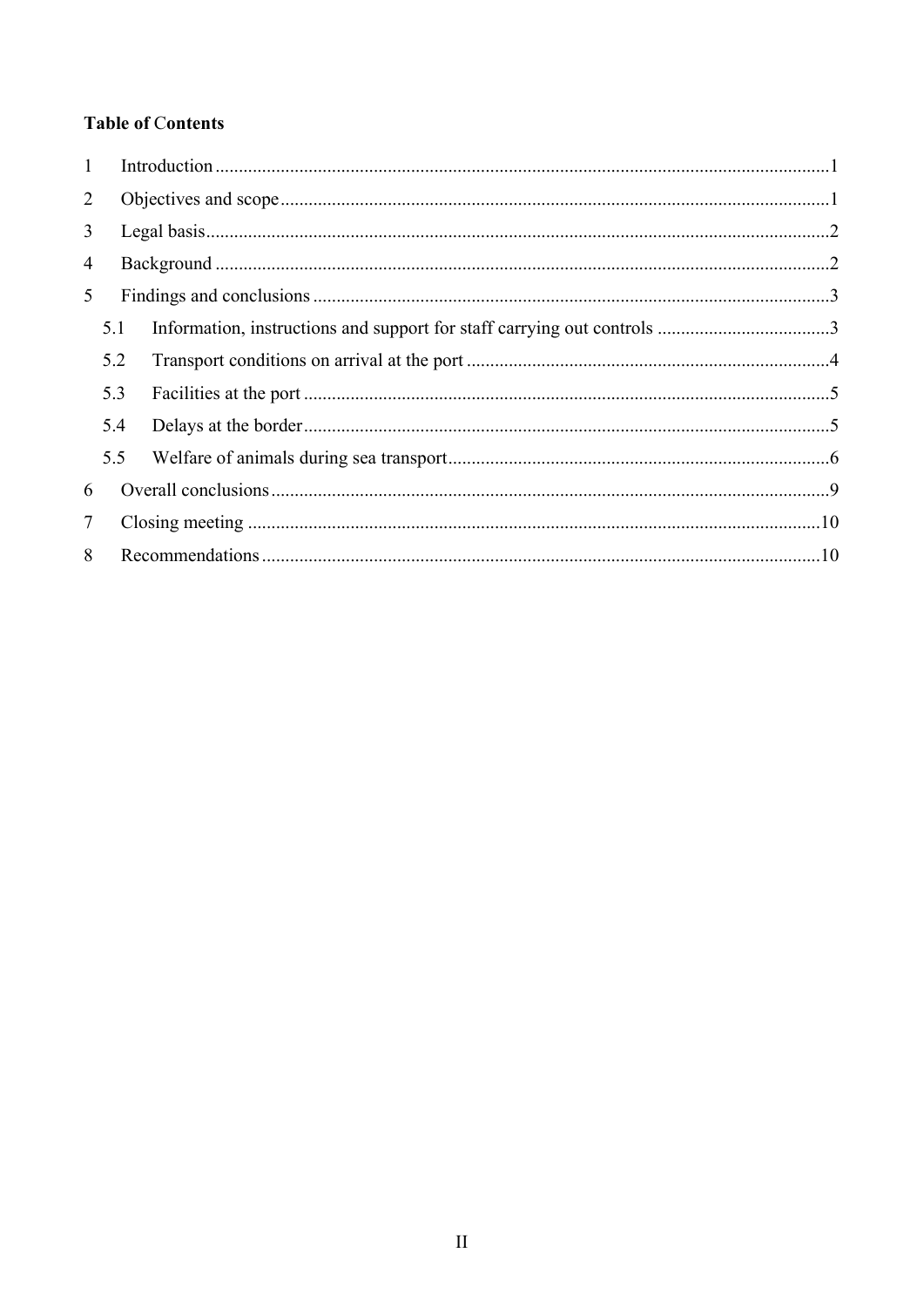**Table of Contents**

1 Introduction ........................................................................................................................1

2 Objectives and scope ..........................................................................................................1

3 Legal basis ..........................................................................................................................2

4 Background ........................................................................................................................2

5 Findings and conclusions ...................................................................................................3

5.1 Information, instructions and support for staff carrying out controls ..................................3

5.2 Transport conditions on arrival at the port ..........................................................................4

5.3 Facilities at the port .............................................................................................................5

5.4 Delays at the border .............................................................................................................5

5.5 Welfare of animals during sea transport ..............................................................................6

6 Overall conclusions ............................................................................................................9

7 Closing meeting ...............................................................................................................10

8 Recommendations ............................................................................................................10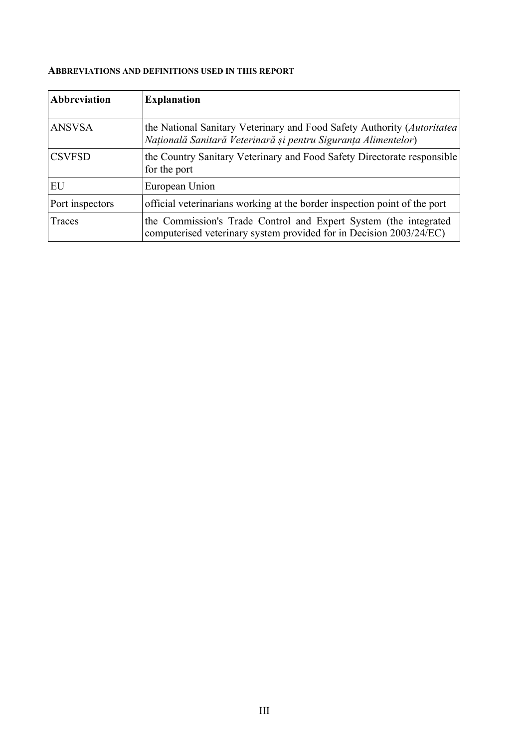**ABBREVIATIONS AND DEFINITIONS USED IN THIS REPORT**

| Abbreviation | Explanation |
|---|---|
| ANSVSA | the National Sanitary Veterinary and Food Safety Authority (*Autoritatea Națională Sanitară Veterinară și pentru Siguranța Alimentelor*) |
| CSVFSD | the Country Sanitary Veterinary and Food Safety Directorate responsible for the port |
| EU | European Union |
| Port inspectors | official veterinarians working at the border inspection point of the port |
| Traces | the Commission's Trade Control and Expert System (the integrated computerised veterinary system provided for in Decision 2003/24/EC) |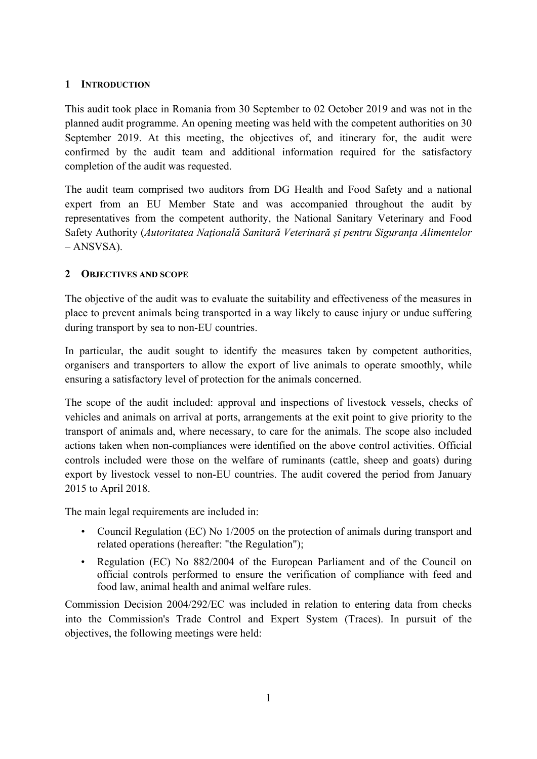## 1 INTRODUCTION

This audit took place in Romania from 30 September to 02 October 2019 and was not in the planned audit programme. An opening meeting was held with the competent authorities on 30 September 2019. At this meeting, the objectives of, and itinerary for, the audit were confirmed by the audit team and additional information required for the satisfactory completion of the audit was requested.

The audit team comprised two auditors from DG Health and Food Safety and a national expert from an EU Member State and was accompanied throughout the audit by representatives from the competent authority, the National Sanitary Veterinary and Food Safety Authority (*Autoritatea Națională Sanitară Veterinară și pentru Siguranța Alimentelor* – ANSVSA).

## 2 OBJECTIVES AND SCOPE

The objective of the audit was to evaluate the suitability and effectiveness of the measures in place to prevent animals being transported in a way likely to cause injury or undue suffering during transport by sea to non-EU countries.

In particular, the audit sought to identify the measures taken by competent authorities, organisers and transporters to allow the export of live animals to operate smoothly, while ensuring a satisfactory level of protection for the animals concerned.

The scope of the audit included: approval and inspections of livestock vessels, checks of vehicles and animals on arrival at ports, arrangements at the exit point to give priority to the transport of animals and, where necessary, to care for the animals. The scope also included actions taken when non-compliances were identified on the above control activities. Official controls included were those on the welfare of ruminants (cattle, sheep and goats) during export by livestock vessel to non-EU countries. The audit covered the period from January 2015 to April 2018.

The main legal requirements are included in:

- Council Regulation (EC) No 1/2005 on the protection of animals during transport and related operations (hereafter: "the Regulation");
- Regulation (EC) No 882/2004 of the European Parliament and of the Council on official controls performed to ensure the verification of compliance with feed and food law, animal health and animal welfare rules.

Commission Decision 2004/292/EC was included in relation to entering data from checks into the Commission's Trade Control and Expert System (Traces). In pursuit of the objectives, the following meetings were held: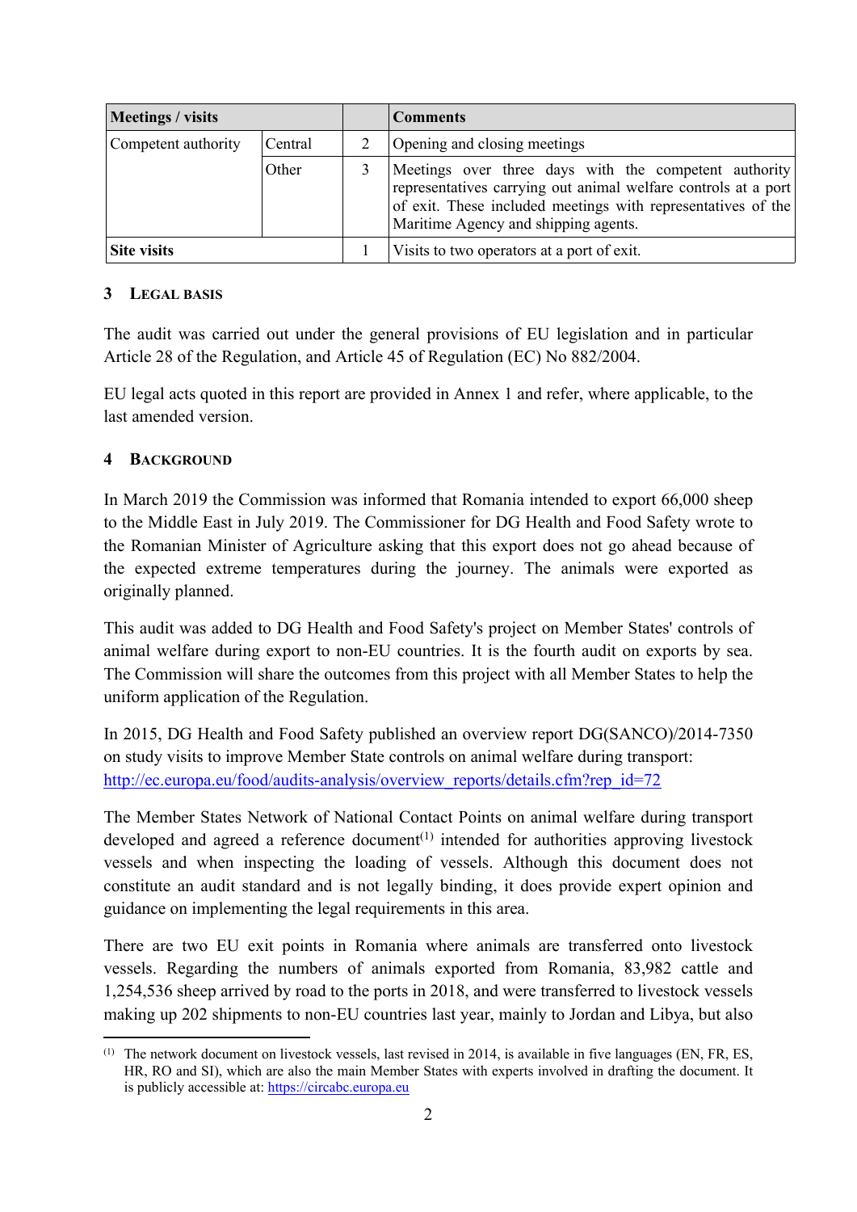| Meetings / visits | | | Comments |
|---|---|---|---|
| Competent authority | Central | 2 | Opening and closing meetings |
| | Other | 3 | Meetings over three days with the competent authority representatives carrying out animal welfare controls at a port of exit. These included meetings with representatives of the Maritime Agency and shipping agents. |
| **Site visits** | | 1 | Visits to two operators at a port of exit. |

## 3 Legal basis

The audit was carried out under the general provisions of EU legislation and in particular Article 28 of the Regulation, and Article 45 of Regulation (EC) No 882/2004.

EU legal acts quoted in this report are provided in Annex 1 and refer, where applicable, to the last amended version.

## 4 Background

In March 2019 the Commission was informed that Romania intended to export 66,000 sheep to the Middle East in July 2019. The Commissioner for DG Health and Food Safety wrote to the Romanian Minister of Agriculture asking that this export does not go ahead because of the expected extreme temperatures during the journey. The animals were exported as originally planned.

This audit was added to DG Health and Food Safety's project on Member States' controls of animal welfare during export to non-EU countries. It is the fourth audit on exports by sea. The Commission will share the outcomes from this project with all Member States to help the uniform application of the Regulation.

In 2015, DG Health and Food Safety published an overview report DG(SANCO)/2014-7350 on study visits to improve Member State controls on animal welfare during transport: http://ec.europa.eu/food/audits-analysis/overview_reports/details.cfm?rep_id=72

The Member States Network of National Contact Points on animal welfare during transport developed and agreed a reference document[1] intended for authorities approving livestock vessels and when inspecting the loading of vessels. Although this document does not constitute an audit standard and is not legally binding, it does provide expert opinion and guidance on implementing the legal requirements in this area.

There are two EU exit points in Romania where animals are transferred onto livestock vessels. Regarding the numbers of animals exported from Romania, 83,982 cattle and 1,254,536 sheep arrived by road to the ports in 2018, and were transferred to livestock vessels making up 202 shipments to non-EU countries last year, mainly to Jordan and Libya, but also

[1] The network document on livestock vessels, last revised in 2014, is available in five languages (EN, FR, ES, HR, RO and SI), which are also the main Member States with experts involved in drafting the document. It is publicly accessible at: https://circabc.europa.eu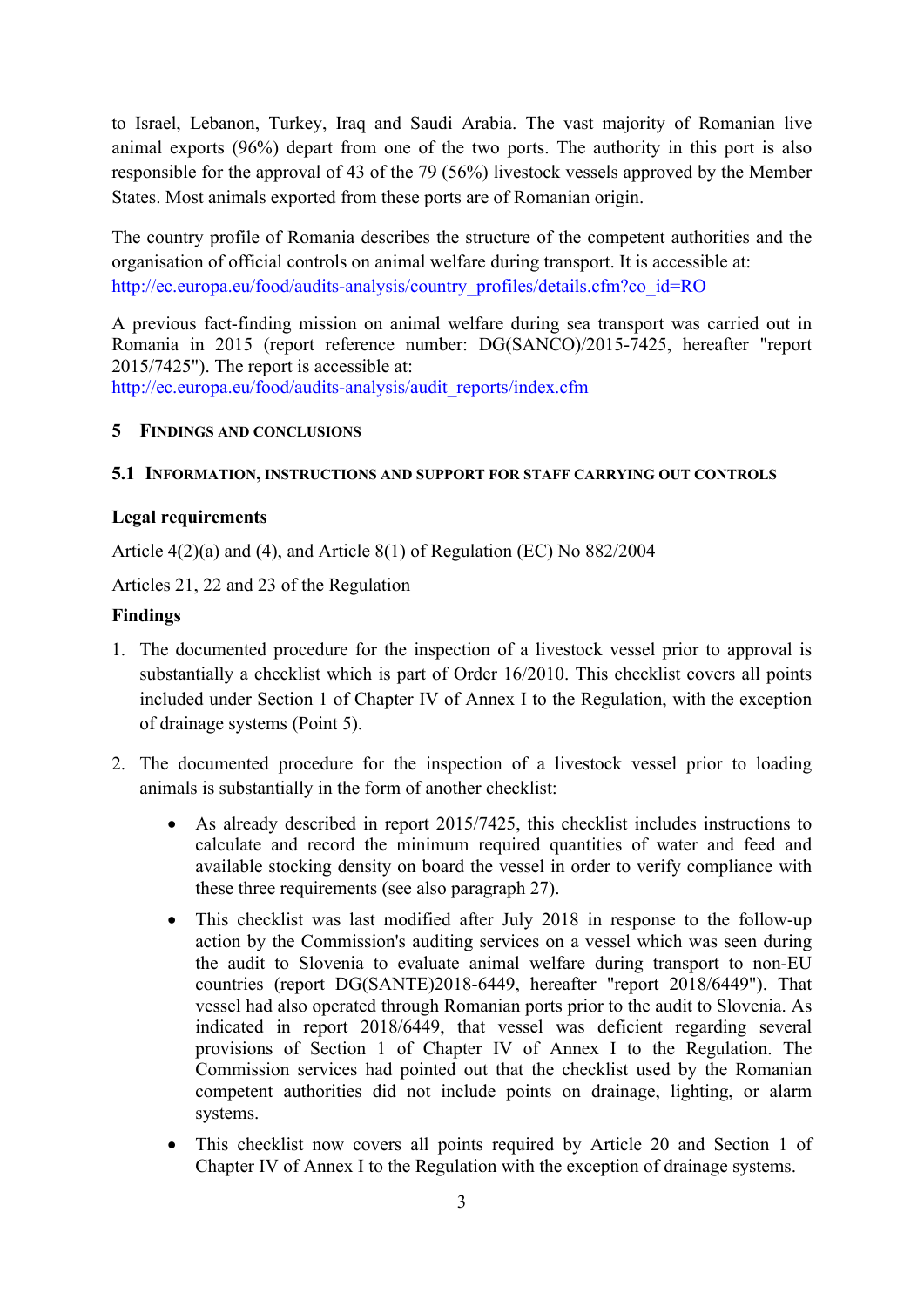to Israel, Lebanon, Turkey, Iraq and Saudi Arabia. The vast majority of Romanian live animal exports (96%) depart from one of the two ports. The authority in this port is also responsible for the approval of 43 of the 79 (56%) livestock vessels approved by the Member States. Most animals exported from these ports are of Romanian origin.

The country profile of Romania describes the structure of the competent authorities and the organisation of official controls on animal welfare during transport. It is accessible at: http://ec.europa.eu/food/audits-analysis/country_profiles/details.cfm?co_id=RO

A previous fact-finding mission on animal welfare during sea transport was carried out in Romania in 2015 (report reference number: DG(SANCO)/2015-7425, hereafter "report 2015/7425"). The report is accessible at: http://ec.europa.eu/food/audits-analysis/audit_reports/index.cfm

## 5 Findings and Conclusions

### 5.1 Information, instructions and support for staff carrying out controls

**Legal requirements**

Article 4(2)(a) and (4), and Article 8(1) of Regulation (EC) No 882/2004

Articles 21, 22 and 23 of the Regulation

**Findings**

1. The documented procedure for the inspection of a livestock vessel prior to approval is substantially a checklist which is part of Order 16/2010. This checklist covers all points included under Section 1 of Chapter IV of Annex I to the Regulation, with the exception of drainage systems (Point 5).

2. The documented procedure for the inspection of a livestock vessel prior to loading animals is substantially in the form of another checklist:

    - As already described in report 2015/7425, this checklist includes instructions to calculate and record the minimum required quantities of water and feed and available stocking density on board the vessel in order to verify compliance with these three requirements (see also paragraph 27).
    - This checklist was last modified after July 2018 in response to the follow-up action by the Commission's auditing services on a vessel which was seen during the audit to Slovenia to evaluate animal welfare during transport to non-EU countries (report DG(SANTE)2018-6449, hereafter "report 2018/6449"). That vessel had also operated through Romanian ports prior to the audit to Slovenia. As indicated in report 2018/6449, that vessel was deficient regarding several provisions of Section 1 of Chapter IV of Annex I to the Regulation. The Commission services had pointed out that the checklist used by the Romanian competent authorities did not include points on drainage, lighting, or alarm systems.
    - This checklist now covers all points required by Article 20 and Section 1 of Chapter IV of Annex I to the Regulation with the exception of drainage systems.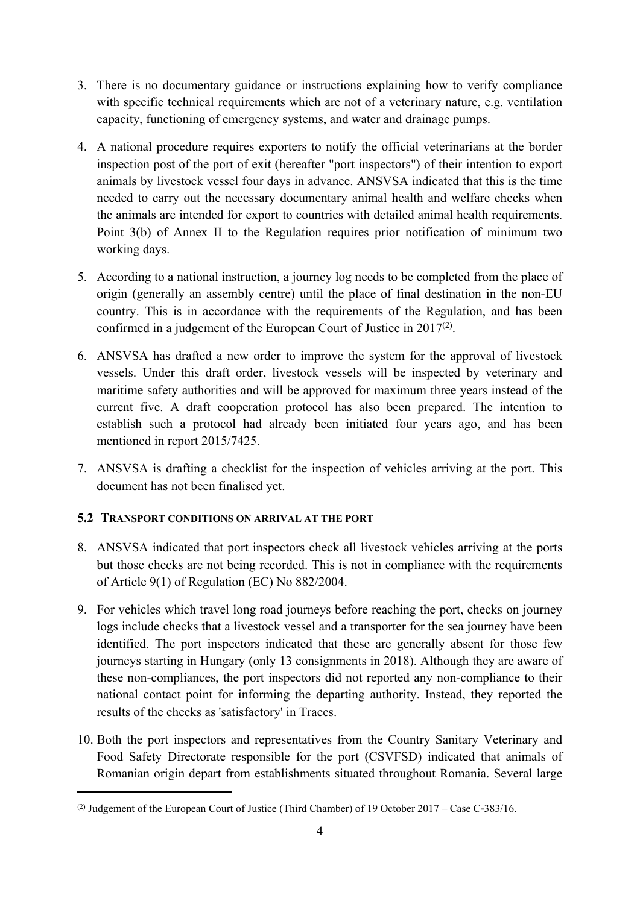3. There is no documentary guidance or instructions explaining how to verify compliance with specific technical requirements which are not of a veterinary nature, e.g. ventilation capacity, functioning of emergency systems, and water and drainage pumps.

4. A national procedure requires exporters to notify the official veterinarians at the border inspection post of the port of exit (hereafter "port inspectors") of their intention to export animals by livestock vessel four days in advance. ANSVSA indicated that this is the time needed to carry out the necessary documentary animal health and welfare checks when the animals are intended for export to countries with detailed animal health requirements. Point 3(b) of Annex II to the Regulation requires prior notification of minimum two working days.

5. According to a national instruction, a journey log needs to be completed from the place of origin (generally an assembly centre) until the place of final destination in the non-EU country. This is in accordance with the requirements of the Regulation, and has been confirmed in a judgement of the European Court of Justice in 2017[2].

6. ANSVSA has drafted a new order to improve the system for the approval of livestock vessels. Under this draft order, livestock vessels will be inspected by veterinary and maritime safety authorities and will be approved for maximum three years instead of the current five. A draft cooperation protocol has also been prepared. The intention to establish such a protocol had already been initiated four years ago, and has been mentioned in report 2015/7425.

7. ANSVSA is drafting a checklist for the inspection of vehicles arriving at the port. This document has not been finalised yet.

### 5.2 Transport conditions on arrival at the port

8. ANSVSA indicated that port inspectors check all livestock vehicles arriving at the ports but those checks are not being recorded. This is not in compliance with the requirements of Article 9(1) of Regulation (EC) No 882/2004.

9. For vehicles which travel long road journeys before reaching the port, checks on journey logs include checks that a livestock vessel and a transporter for the sea journey have been identified. The port inspectors indicated that these are generally absent for those few journeys starting in Hungary (only 13 consignments in 2018). Although they are aware of these non-compliances, the port inspectors did not reported any non-compliance to their national contact point for informing the departing authority. Instead, they reported the results of the checks as 'satisfactory' in Traces.

10. Both the port inspectors and representatives from the Country Sanitary Veterinary and Food Safety Directorate responsible for the port (CSVFSD) indicated that animals of Romanian origin depart from establishments situated throughout Romania. Several large

---

[2] Judgement of the European Court of Justice (Third Chamber) of 19 October 2017 – Case C-383/16.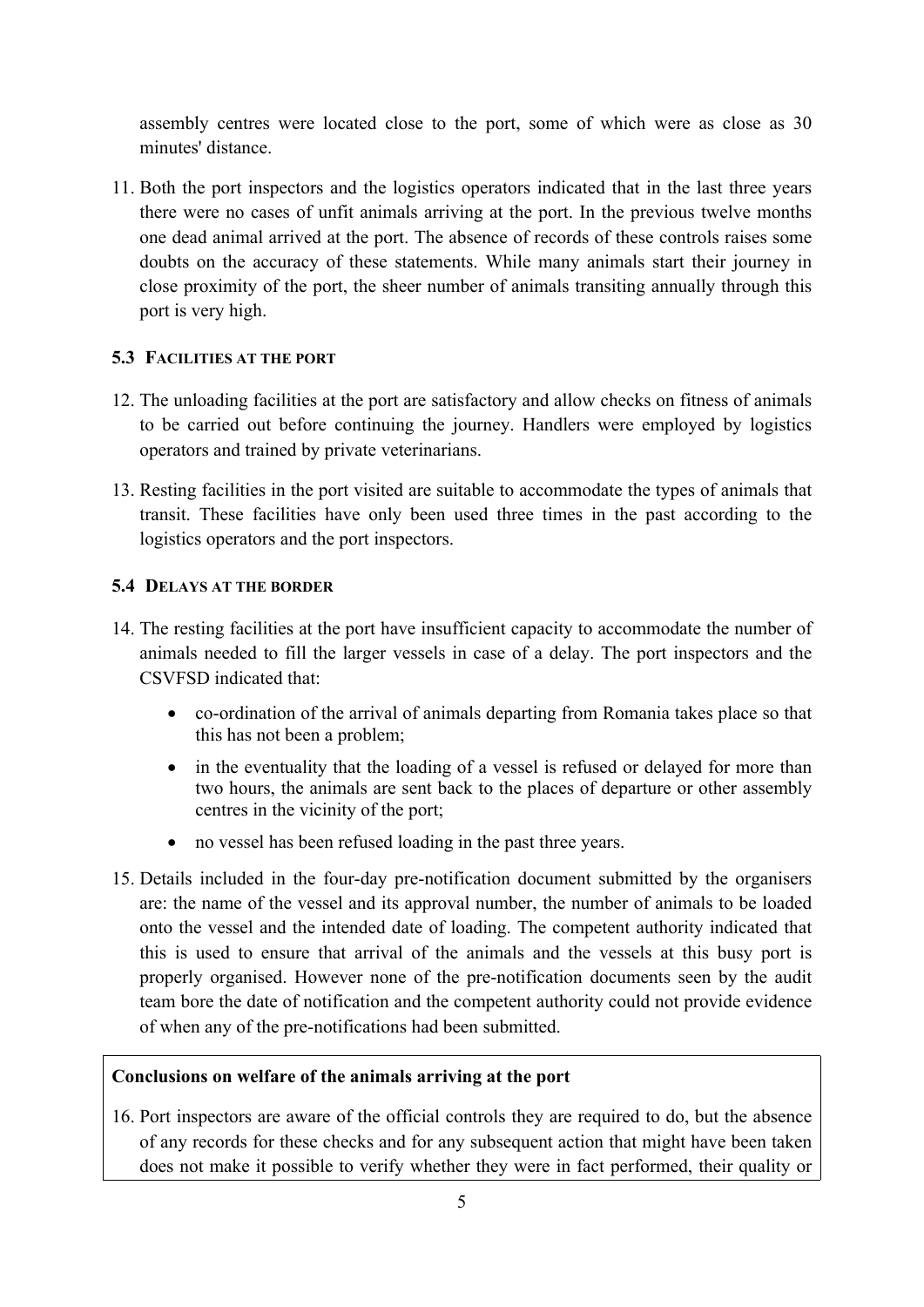assembly centres were located close to the port, some of which were as close as 30 minutes' distance.

11. Both the port inspectors and the logistics operators indicated that in the last three years there were no cases of unfit animals arriving at the port. In the previous twelve months one dead animal arrived at the port. The absence of records of these controls raises some doubts on the accuracy of these statements. While many animals start their journey in close proximity of the port, the sheer number of animals transiting annually through this port is very high.

### 5.3 Facilities at the port

12. The unloading facilities at the port are satisfactory and allow checks on fitness of animals to be carried out before continuing the journey. Handlers were employed by logistics operators and trained by private veterinarians.

13. Resting facilities in the port visited are suitable to accommodate the types of animals that transit. These facilities have only been used three times in the past according to the logistics operators and the port inspectors.

### 5.4 Delays at the border

14. The resting facilities at the port have insufficient capacity to accommodate the number of animals needed to fill the larger vessels in case of a delay. The port inspectors and the CSVFSD indicated that:

    - co-ordination of the arrival of animals departing from Romania takes place so that this has not been a problem;
    - in the eventuality that the loading of a vessel is refused or delayed for more than two hours, the animals are sent back to the places of departure or other assembly centres in the vicinity of the port;
    - no vessel has been refused loading in the past three years.

15. Details included in the four-day pre-notification document submitted by the organisers are: the name of the vessel and its approval number, the number of animals to be loaded onto the vessel and the intended date of loading. The competent authority indicated that this is used to ensure that arrival of the animals and the vessels at this busy port is properly organised. However none of the pre-notification documents seen by the audit team bore the date of notification and the competent authority could not provide evidence of when any of the pre-notifications had been submitted.

**Conclusions on welfare of the animals arriving at the port**

16. Port inspectors are aware of the official controls they are required to do, but the absence of any records for these checks and for any subsequent action that might have been taken does not make it possible to verify whether they were in fact performed, their quality or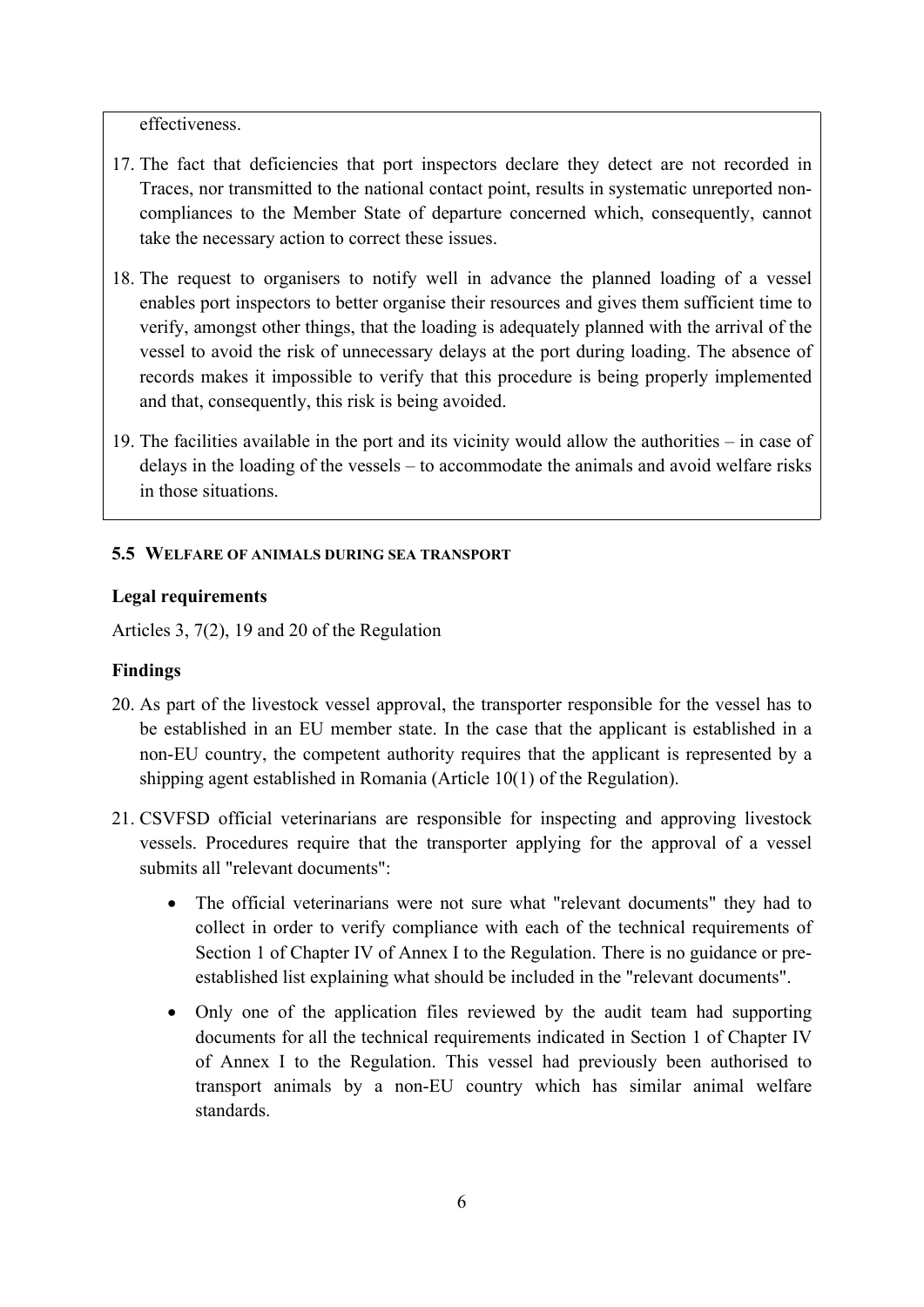effectiveness.

17. The fact that deficiencies that port inspectors declare they detect are not recorded in Traces, nor transmitted to the national contact point, results in systematic unreported non-compliances to the Member State of departure concerned which, consequently, cannot take the necessary action to correct these issues.

18. The request to organisers to notify well in advance the planned loading of a vessel enables port inspectors to better organise their resources and gives them sufficient time to verify, amongst other things, that the loading is adequately planned with the arrival of the vessel to avoid the risk of unnecessary delays at the port during loading. The absence of records makes it impossible to verify that this procedure is being properly implemented and that, consequently, this risk is being avoided.

19. The facilities available in the port and its vicinity would allow the authorities – in case of delays in the loading of the vessels – to accommodate the animals and avoid welfare risks in those situations.

### 5.5 WELFARE OF ANIMALS DURING SEA TRANSPORT

**Legal requirements**

Articles 3, 7(2), 19 and 20 of the Regulation

**Findings**

20. As part of the livestock vessel approval, the transporter responsible for the vessel has to be established in an EU member state. In the case that the applicant is established in a non-EU country, the competent authority requires that the applicant is represented by a shipping agent established in Romania (Article 10(1) of the Regulation).

21. CSVFSD official veterinarians are responsible for inspecting and approving livestock vessels. Procedures require that the transporter applying for the approval of a vessel submits all "relevant documents":
    - The official veterinarians were not sure what "relevant documents" they had to collect in order to verify compliance with each of the technical requirements of Section 1 of Chapter IV of Annex I to the Regulation. There is no guidance or pre-established list explaining what should be included in the "relevant documents".
    - Only one of the application files reviewed by the audit team had supporting documents for all the technical requirements indicated in Section 1 of Chapter IV of Annex I to the Regulation. This vessel had previously been authorised to transport animals by a non-EU country which has similar animal welfare standards.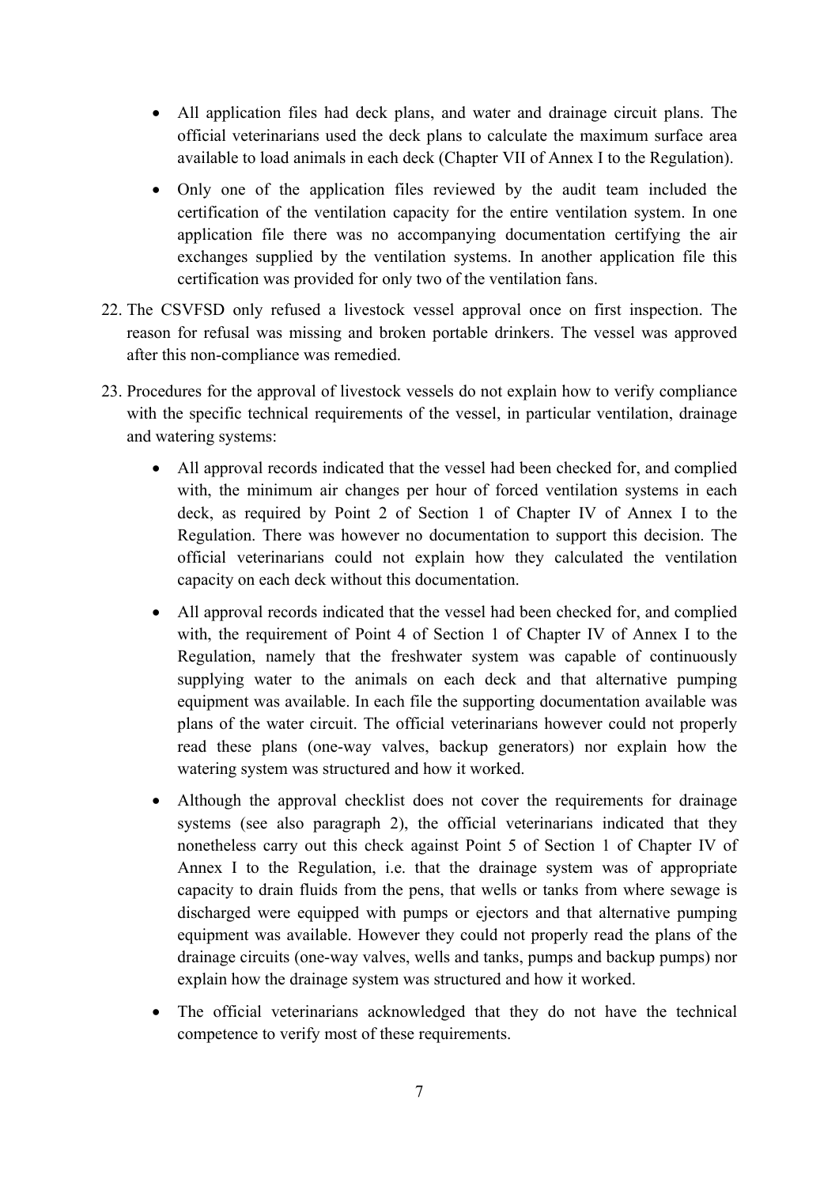- All application files had deck plans, and water and drainage circuit plans. The official veterinarians used the deck plans to calculate the maximum surface area available to load animals in each deck (Chapter VII of Annex I to the Regulation).
- Only one of the application files reviewed by the audit team included the certification of the ventilation capacity for the entire ventilation system. In one application file there was no accompanying documentation certifying the air exchanges supplied by the ventilation systems. In another application file this certification was provided for only two of the ventilation fans.

22. The CSVFSD only refused a livestock vessel approval once on first inspection. The reason for refusal was missing and broken portable drinkers. The vessel was approved after this non-compliance was remedied.

23. Procedures for the approval of livestock vessels do not explain how to verify compliance with the specific technical requirements of the vessel, in particular ventilation, drainage and watering systems:

    - All approval records indicated that the vessel had been checked for, and complied with, the minimum air changes per hour of forced ventilation systems in each deck, as required by Point 2 of Section 1 of Chapter IV of Annex I to the Regulation. There was however no documentation to support this decision. The official veterinarians could not explain how they calculated the ventilation capacity on each deck without this documentation.
    - All approval records indicated that the vessel had been checked for, and complied with, the requirement of Point 4 of Section 1 of Chapter IV of Annex I to the Regulation, namely that the freshwater system was capable of continuously supplying water to the animals on each deck and that alternative pumping equipment was available. In each file the supporting documentation available was plans of the water circuit. The official veterinarians however could not properly read these plans (one-way valves, backup generators) nor explain how the watering system was structured and how it worked.
    - Although the approval checklist does not cover the requirements for drainage systems (see also paragraph 2), the official veterinarians indicated that they nonetheless carry out this check against Point 5 of Section 1 of Chapter IV of Annex I to the Regulation, i.e. that the drainage system was of appropriate capacity to drain fluids from the pens, that wells or tanks from where sewage is discharged were equipped with pumps or ejectors and that alternative pumping equipment was available. However they could not properly read the plans of the drainage circuits (one-way valves, wells and tanks, pumps and backup pumps) nor explain how the drainage system was structured and how it worked.
    - The official veterinarians acknowledged that they do not have the technical competence to verify most of these requirements.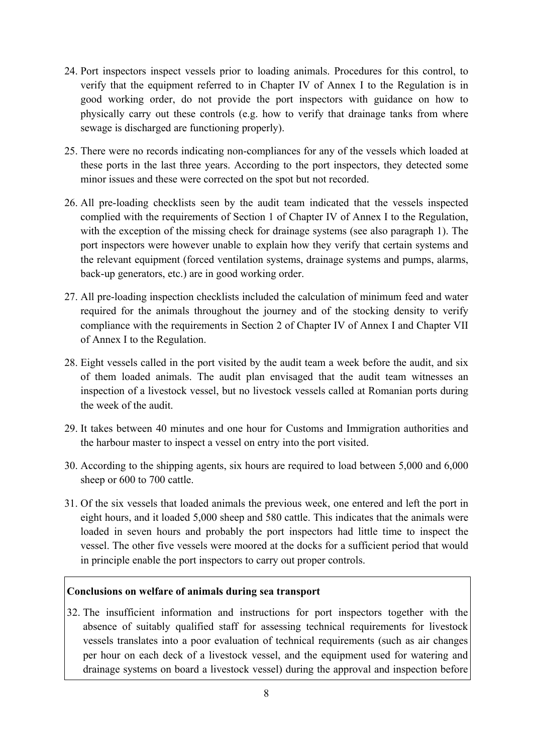24. Port inspectors inspect vessels prior to loading animals. Procedures for this control, to verify that the equipment referred to in Chapter IV of Annex I to the Regulation is in good working order, do not provide the port inspectors with guidance on how to physically carry out these controls (e.g. how to verify that drainage tanks from where sewage is discharged are functioning properly).

25. There were no records indicating non-compliances for any of the vessels which loaded at these ports in the last three years. According to the port inspectors, they detected some minor issues and these were corrected on the spot but not recorded.

26. All pre-loading checklists seen by the audit team indicated that the vessels inspected complied with the requirements of Section 1 of Chapter IV of Annex I to the Regulation, with the exception of the missing check for drainage systems (see also paragraph 1). The port inspectors were however unable to explain how they verify that certain systems and the relevant equipment (forced ventilation systems, drainage systems and pumps, alarms, back-up generators, etc.) are in good working order.

27. All pre-loading inspection checklists included the calculation of minimum feed and water required for the animals throughout the journey and of the stocking density to verify compliance with the requirements in Section 2 of Chapter IV of Annex I and Chapter VII of Annex I to the Regulation.

28. Eight vessels called in the port visited by the audit team a week before the audit, and six of them loaded animals. The audit plan envisaged that the audit team witnesses an inspection of a livestock vessel, but no livestock vessels called at Romanian ports during the week of the audit.

29. It takes between 40 minutes and one hour for Customs and Immigration authorities and the harbour master to inspect a vessel on entry into the port visited.

30. According to the shipping agents, six hours are required to load between 5,000 and 6,000 sheep or 600 to 700 cattle.

31. Of the six vessels that loaded animals the previous week, one entered and left the port in eight hours, and it loaded 5,000 sheep and 580 cattle. This indicates that the animals were loaded in seven hours and probably the port inspectors had little time to inspect the vessel. The other five vessels were moored at the docks for a sufficient period that would in principle enable the port inspectors to carry out proper controls.

**Conclusions on welfare of animals during sea transport**

32. The insufficient information and instructions for port inspectors together with the absence of suitably qualified staff for assessing technical requirements for livestock vessels translates into a poor evaluation of technical requirements (such as air changes per hour on each deck of a livestock vessel, and the equipment used for watering and drainage systems on board a livestock vessel) during the approval and inspection before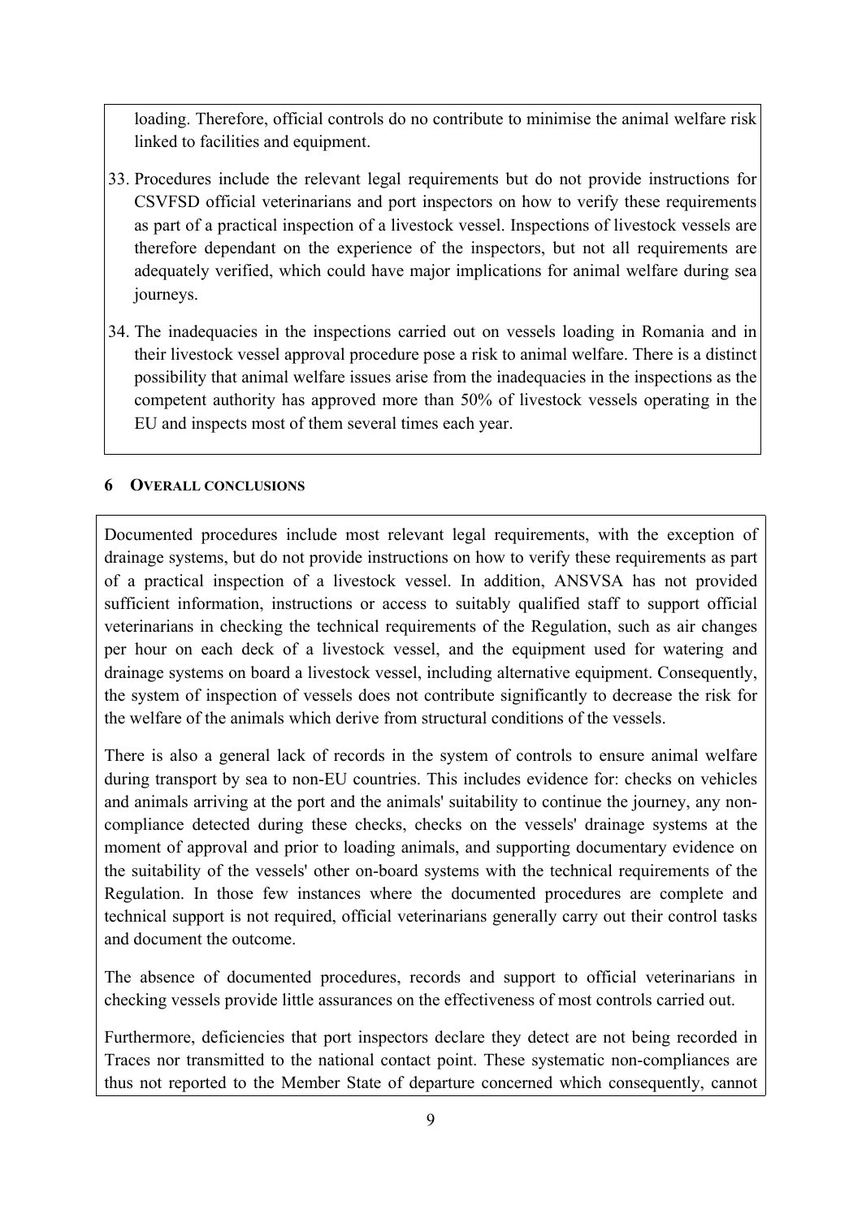loading. Therefore, official controls do no contribute to minimise the animal welfare risk linked to facilities and equipment.

33. Procedures include the relevant legal requirements but do not provide instructions for CSVFSD official veterinarians and port inspectors on how to verify these requirements as part of a practical inspection of a livestock vessel. Inspections of livestock vessels are therefore dependant on the experience of the inspectors, but not all requirements are adequately verified, which could have major implications for animal welfare during sea journeys.

34. The inadequacies in the inspections carried out on vessels loading in Romania and in their livestock vessel approval procedure pose a risk to animal welfare. There is a distinct possibility that animal welfare issues arise from the inadequacies in the inspections as the competent authority has approved more than 50% of livestock vessels operating in the EU and inspects most of them several times each year.

## 6 OVERALL CONCLUSIONS

Documented procedures include most relevant legal requirements, with the exception of drainage systems, but do not provide instructions on how to verify these requirements as part of a practical inspection of a livestock vessel. In addition, ANSVSA has not provided sufficient information, instructions or access to suitably qualified staff to support official veterinarians in checking the technical requirements of the Regulation, such as air changes per hour on each deck of a livestock vessel, and the equipment used for watering and drainage systems on board a livestock vessel, including alternative equipment. Consequently, the system of inspection of vessels does not contribute significantly to decrease the risk for the welfare of the animals which derive from structural conditions of the vessels.

There is also a general lack of records in the system of controls to ensure animal welfare during transport by sea to non-EU countries. This includes evidence for: checks on vehicles and animals arriving at the port and the animals' suitability to continue the journey, any non-compliance detected during these checks, checks on the vessels' drainage systems at the moment of approval and prior to loading animals, and supporting documentary evidence on the suitability of the vessels' other on-board systems with the technical requirements of the Regulation. In those few instances where the documented procedures are complete and technical support is not required, official veterinarians generally carry out their control tasks and document the outcome.

The absence of documented procedures, records and support to official veterinarians in checking vessels provide little assurances on the effectiveness of most controls carried out.

Furthermore, deficiencies that port inspectors declare they detect are not being recorded in Traces nor transmitted to the national contact point. These systematic non-compliances are thus not reported to the Member State of departure concerned which consequently, cannot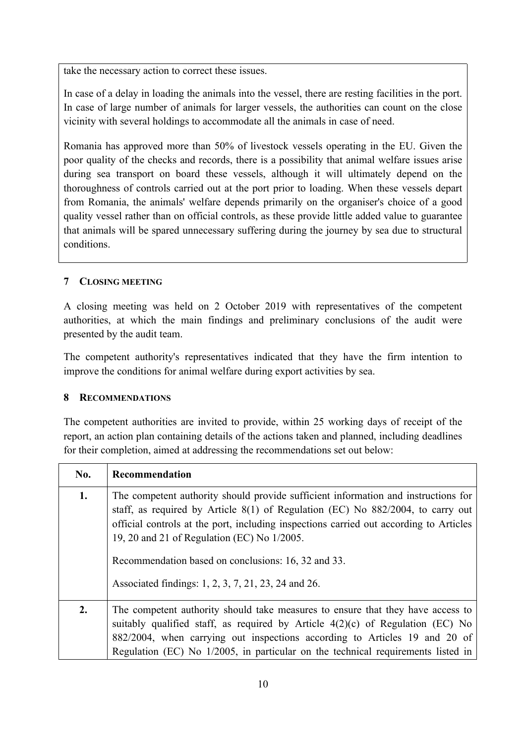take the necessary action to correct these issues.

In case of a delay in loading the animals into the vessel, there are resting facilities in the port. In case of large number of animals for larger vessels, the authorities can count on the close vicinity with several holdings to accommodate all the animals in case of need.

Romania has approved more than 50% of livestock vessels operating in the EU. Given the poor quality of the checks and records, there is a possibility that animal welfare issues arise during sea transport on board these vessels, although it will ultimately depend on the thoroughness of controls carried out at the port prior to loading. When these vessels depart from Romania, the animals' welfare depends primarily on the organiser's choice of a good quality vessel rather than on official controls, as these provide little added value to guarantee that animals will be spared unnecessary suffering during the journey by sea due to structural conditions.

## 7 CLOSING MEETING

A closing meeting was held on 2 October 2019 with representatives of the competent authorities, at which the main findings and preliminary conclusions of the audit were presented by the audit team.

The competent authority's representatives indicated that they have the firm intention to improve the conditions for animal welfare during export activities by sea.

## 8 RECOMMENDATIONS

The competent authorities are invited to provide, within 25 working days of receipt of the report, an action plan containing details of the actions taken and planned, including deadlines for their completion, aimed at addressing the recommendations set out below:

| No. | Recommendation |
|---|---|
| **1.** | The competent authority should provide sufficient information and instructions for staff, as required by Article 8(1) of Regulation (EC) No 882/2004, to carry out official controls at the port, including inspections carried out according to Articles 19, 20 and 21 of Regulation (EC) No 1/2005.<br><br>Recommendation based on conclusions: 16, 32 and 33.<br><br>Associated findings: 1, 2, 3, 7, 21, 23, 24 and 26. |
| **2.** | The competent authority should take measures to ensure that they have access to suitably qualified staff, as required by Article 4(2)(c) of Regulation (EC) No 882/2004, when carrying out inspections according to Articles 19 and 20 of Regulation (EC) No 1/2005, in particular on the technical requirements listed in |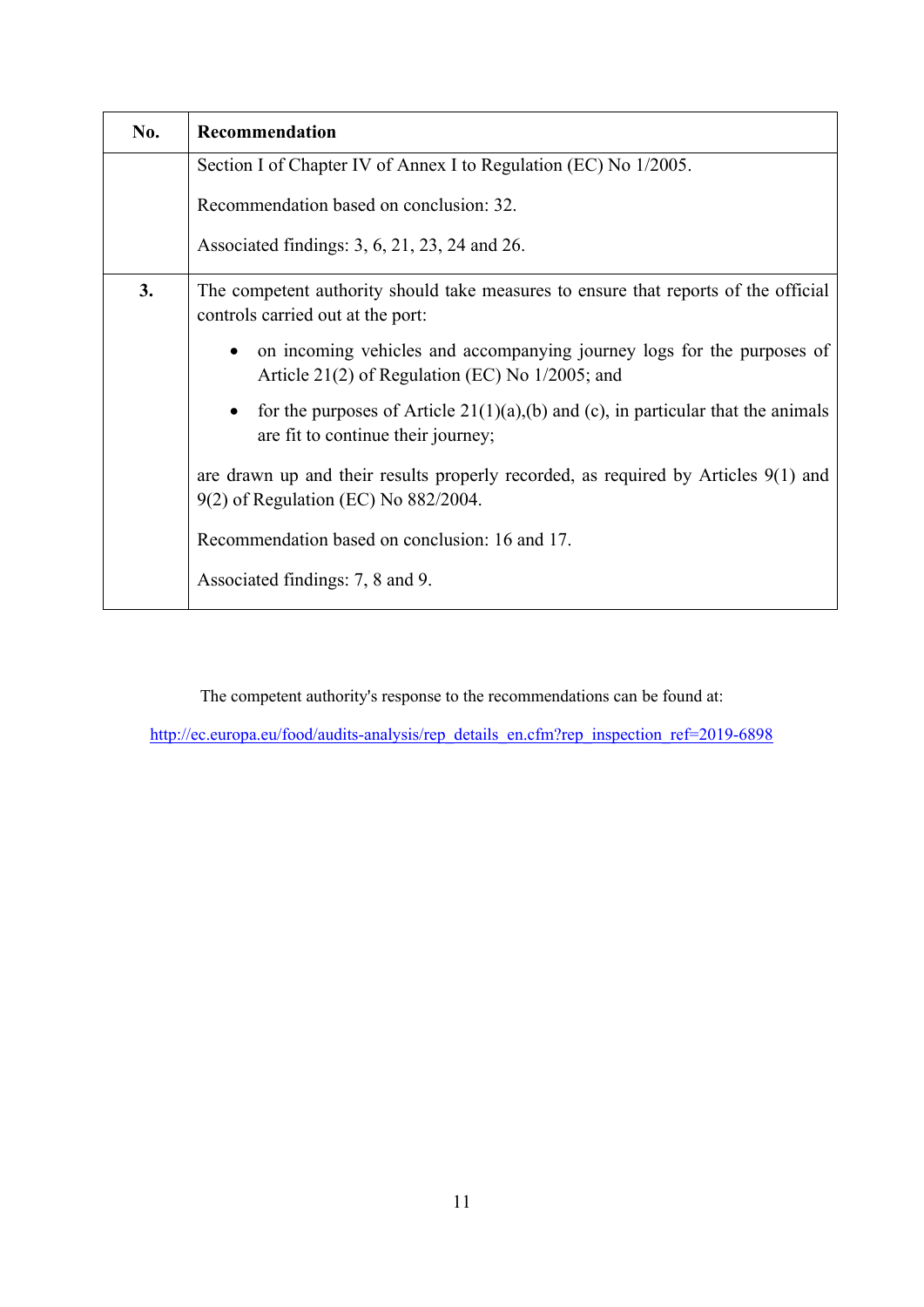| No. | Recommendation |
|---|---|
| | Section I of Chapter IV of Annex I to Regulation (EC) No 1/2005.<br><br>Recommendation based on conclusion: 32.<br><br>Associated findings: 3, 6, 21, 23, 24 and 26. |
| **3.** | The competent authority should take measures to ensure that reports of the official controls carried out at the port:<br><br>• on incoming vehicles and accompanying journey logs for the purposes of Article 21(2) of Regulation (EC) No 1/2005; and<br><br>• for the purposes of Article 21(1)(a),(b) and (c), in particular that the animals are fit to continue their journey;<br><br>are drawn up and their results properly recorded, as required by Articles 9(1) and 9(2) of Regulation (EC) No 882/2004.<br><br>Recommendation based on conclusion: 16 and 17.<br><br>Associated findings: 7, 8 and 9. |

The competent authority's response to the recommendations can be found at:

[http://ec.europa.eu/food/audits-analysis/rep_details_en.cfm?rep_inspection_ref=2019-6898](http://ec.europa.eu/food/audits-analysis/rep_details_en.cfm?rep_inspection_ref=2019-6898)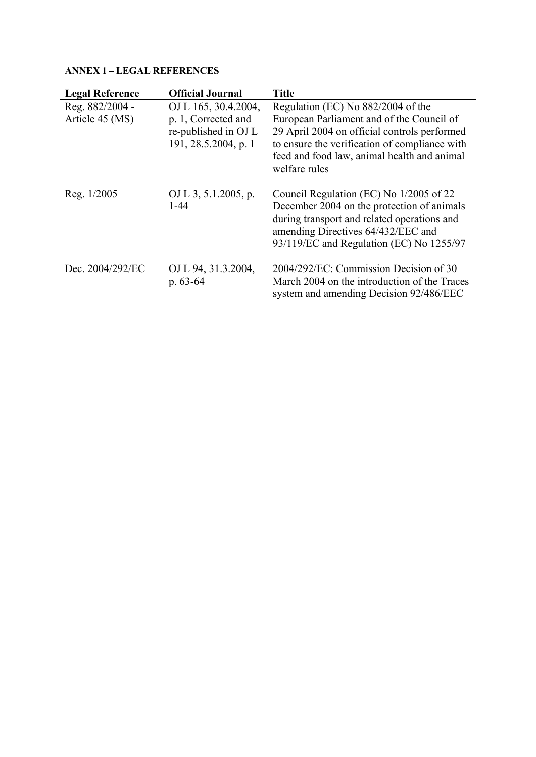**ANNEX 1 – LEGAL REFERENCES**

| Legal Reference | Official Journal | Title |
|---|---|---|
| Reg. 882/2004 - Article 45 (MS) | OJ L 165, 30.4.2004, p. 1, Corrected and re-published in OJ L 191, 28.5.2004, p. 1 | Regulation (EC) No 882/2004 of the European Parliament and of the Council of 29 April 2004 on official controls performed to ensure the verification of compliance with feed and food law, animal health and animal welfare rules |
| Reg. 1/2005 | OJ L 3, 5.1.2005, p. 1-44 | Council Regulation (EC) No 1/2005 of 22 December 2004 on the protection of animals during transport and related operations and amending Directives 64/432/EEC and 93/119/EC and Regulation (EC) No 1255/97 |
| Dec. 2004/292/EC | OJ L 94, 31.3.2004, p. 63-64 | 2004/292/EC: Commission Decision of 30 March 2004 on the introduction of the Traces system and amending Decision 92/486/EEC |